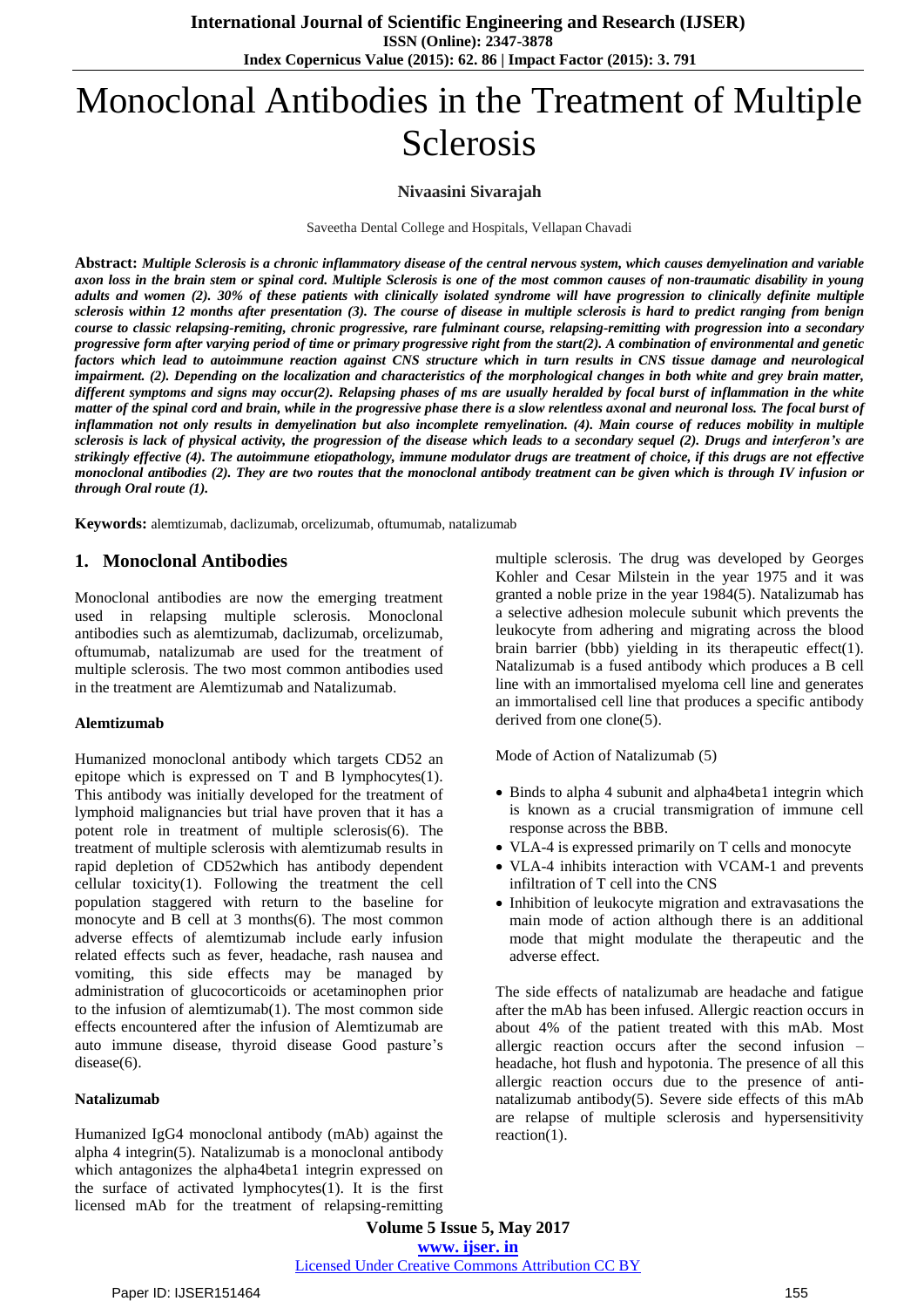# Monoclonal Antibodies in the Treatment of Multiple Sclerosis

**Nivaasini Sivarajah**

Saveetha Dental College and Hospitals, Vellapan Chavadi

**Abstract:** ***Multiple Sclerosis is a chronic inflammatory disease of the central nervous system, which causes demyelination and variable axon loss in the brain stem or spinal cord. Multiple Sclerosis is one of the most common causes of non-traumatic disability in young adults and women (2). 30% of these patients with clinically isolated syndrome will have progression to clinically definite multiple sclerosis within 12 months after presentation (3). The course of disease in multiple sclerosis is hard to predict ranging from benign course to classic relapsing-remiting, chronic progressive, rare fulminant course, relapsing-remitting with progression into a secondary progressive form after varying period of time or primary progressive right from the start(2). A combination of environmental and genetic factors which lead to autoimmune reaction against CNS structure which in turn results in CNS tissue damage and neurological impairment. (2). Depending on the localization and characteristics of the morphological changes in both white and grey brain matter, different symptoms and signs may occur(2). Relapsing phases of ms are usually heralded by focal burst of inflammation in the white matter of the spinal cord and brain, while in the progressive phase there is a slow relentless axonal and neuronal loss. The focal burst of inflammation not only results in demyelination but also incomplete remyelination. (4). Main course of reduces mobility in multiple sclerosis is lack of physical activity, the progression of the disease which leads to a secondary sequel (2). Drugs and interferon's are strikingly effective (4). The autoimmune etiopathology, immune modulator drugs are treatment of choice, if this drugs are not effective monoclonal antibodies (2). They are two routes that the monoclonal antibody treatment can be given which is through IV infusion or through Oral route (1).***

**Keywords:** alemtizumab, daclizumab, orcelizumab, oftumumab, natalizumab

## 1. Monoclonal Antibodies

Monoclonal antibodies are now the emerging treatment used in relapsing multiple sclerosis. Monoclonal antibodies such as alemtizumab, daclizumab, orcelizumab, oftumumab, natalizumab are used for the treatment of multiple sclerosis. The two most common antibodies used in the treatment are Alemtizumab and Natalizumab.

### Alemtizumab

Humanized monoclonal antibody which targets CD52 an epitope which is expressed on T and B lymphocytes(1). This antibody was initially developed for the treatment of lymphoid malignancies but trial have proven that it has a potent role in treatment of multiple sclerosis(6). The treatment of multiple sclerosis with alemtizumab results in rapid depletion of CD52which has antibody dependent cellular toxicity(1). Following the treatment the cell population staggered with return to the baseline for monocyte and B cell at 3 months(6). The most common adverse effects of alemtizumab include early infusion related effects such as fever, headache, rash nausea and vomiting, this side effects may be managed by administration of glucocorticoids or acetaminophen prior to the infusion of alemtizumab(1). The most common side effects encountered after the infusion of Alemtizumab are auto immune disease, thyroid disease Good pasture's disease(6).

### Natalizumab

Humanized IgG4 monoclonal antibody (mAb) against the alpha 4 integrin(5). Natalizumab is a monoclonal antibody which antagonizes the alpha4beta1 integrin expressed on the surface of activated lymphocytes(1). It is the first licensed mAb for the treatment of relapsing-remitting multiple sclerosis. The drug was developed by Georges Kohler and Cesar Milstein in the year 1975 and it was granted a noble prize in the year 1984(5). Natalizumab has a selective adhesion molecule subunit which prevents the leukocyte from adhering and migrating across the blood brain barrier (bbb) yielding in its therapeutic effect(1). Natalizumab is a fused antibody which produces a B cell line with an immortalised myeloma cell line and generates an immortalised cell line that produces a specific antibody derived from one clone(5).

Mode of Action of Natalizumab (5)

- Binds to alpha 4 subunit and alpha4beta1 integrin which is known as a crucial transmigration of immune cell response across the BBB.
- VLA-4 is expressed primarily on T cells and monocyte
- VLA-4 inhibits interaction with VCAM-1 and prevents infiltration of T cell into the CNS
- Inhibition of leukocyte migration and extravasations the main mode of action although there is an additional mode that might modulate the therapeutic and the adverse effect.

The side effects of natalizumab are headache and fatigue after the mAb has been infused. Allergic reaction occurs in about 4% of the patient treated with this mAb. Most allergic reaction occurs after the second infusion – headache, hot flush and hypotonia. The presence of all this allergic reaction occurs due to the presence of anti-natalizumab antibody(5). Severe side effects of this mAb are relapse of multiple sclerosis and hypersensitivity reaction(1).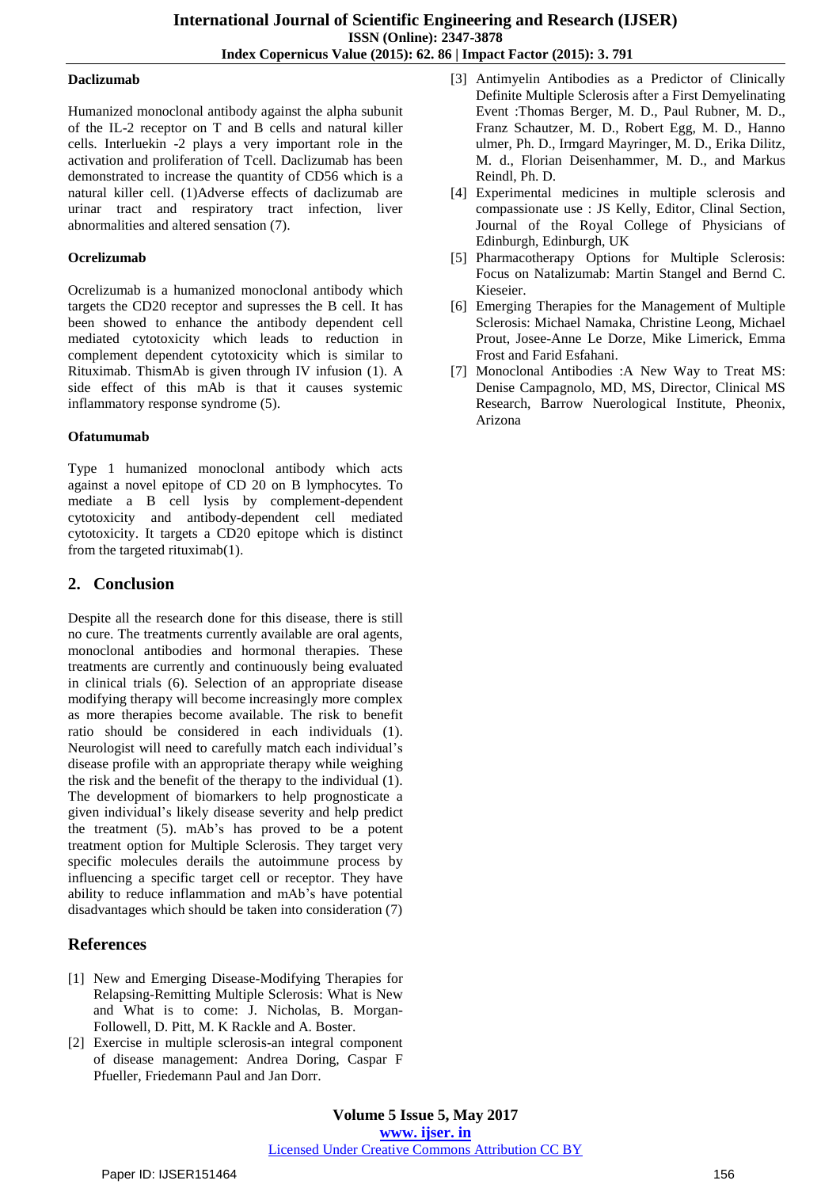**Daclizumab**

Humanized monoclonal antibody against the alpha subunit of the IL-2 receptor on T and B cells and natural killer cells. Interluekin -2 plays a very important role in the activation and proliferation of Tcell. Daclizumab has been demonstrated to increase the quantity of CD56 which is a natural killer cell. (1)Adverse effects of daclizumab are urinar tract and respiratory tract infection, liver abnormalities and altered sensation (7).

**Ocrelizumab**

Ocrelizumab is a humanized monoclonal antibody which targets the CD20 receptor and supresses the B cell. It has been showed to enhance the antibody dependent cell mediated cytotoxicity which leads to reduction in complement dependent cytotoxicity which is similar to Rituximab. ThismAb is given through IV infusion (1). A side effect of this mAb is that it causes systemic inflammatory response syndrome (5).

**Ofatumumab**

Type 1 humanized monoclonal antibody which acts against a novel epitope of CD 20 on B lymphocytes. To mediate a B cell lysis by complement-dependent cytotoxicity and antibody-dependent cell mediated cytotoxicity. It targets a CD20 epitope which is distinct from the targeted rituximab(1).

## 2. Conclusion

Despite all the research done for this disease, there is still no cure. The treatments currently available are oral agents, monoclonal antibodies and hormonal therapies. These treatments are currently and continuously being evaluated in clinical trials (6). Selection of an appropriate disease modifying therapy will become increasingly more complex as more therapies become available. The risk to benefit ratio should be considered in each individuals (1). Neurologist will need to carefully match each individual's disease profile with an appropriate therapy while weighing the risk and the benefit of the therapy to the individual (1). The development of biomarkers to help prognosticate a given individual's likely disease severity and help predict the treatment (5). mAb's has proved to be a potent treatment option for Multiple Sclerosis. They target very specific molecules derails the autoimmune process by influencing a specific target cell or receptor. They have ability to reduce inflammation and mAb's have potential disadvantages which should be taken into consideration (7)

## References

[1] New and Emerging Disease-Modifying Therapies for Relapsing-Remitting Multiple Sclerosis: What is New and What is to come: J. Nicholas, B. Morgan-Followell, D. Pitt, M. K Rackle and A. Boster.

[2] Exercise in multiple sclerosis-an integral component of disease management: Andrea Doring, Caspar F Pfueller, Friedemann Paul and Jan Dorr.

[3] Antimyelin Antibodies as a Predictor of Clinically Definite Multiple Sclerosis after a First Demyelinating Event :Thomas Berger, M. D., Paul Rubner, M. D., Franz Schautzer, M. D., Robert Egg, M. D., Hanno ulmer, Ph. D., Irmgard Mayringer, M. D., Erika Dilitz, M. d., Florian Deisenhammer, M. D., and Markus Reindl, Ph. D.

[4] Experimental medicines in multiple sclerosis and compassionate use : JS Kelly, Editor, Clinal Section, Journal of the Royal College of Physicians of Edinburgh, Edinburgh, UK

[5] Pharmacotherapy Options for Multiple Sclerosis: Focus on Natalizumab: Martin Stangel and Bernd C. Kieseier.

[6] Emerging Therapies for the Management of Multiple Sclerosis: Michael Namaka, Christine Leong, Michael Prout, Josee-Anne Le Dorze, Mike Limerick, Emma Frost and Farid Esfahani.

[7] Monoclonal Antibodies :A New Way to Treat MS: Denise Campagnolo, MD, MS, Director, Clinical MS Research, Barrow Nuerological Institute, Pheonix, Arizona